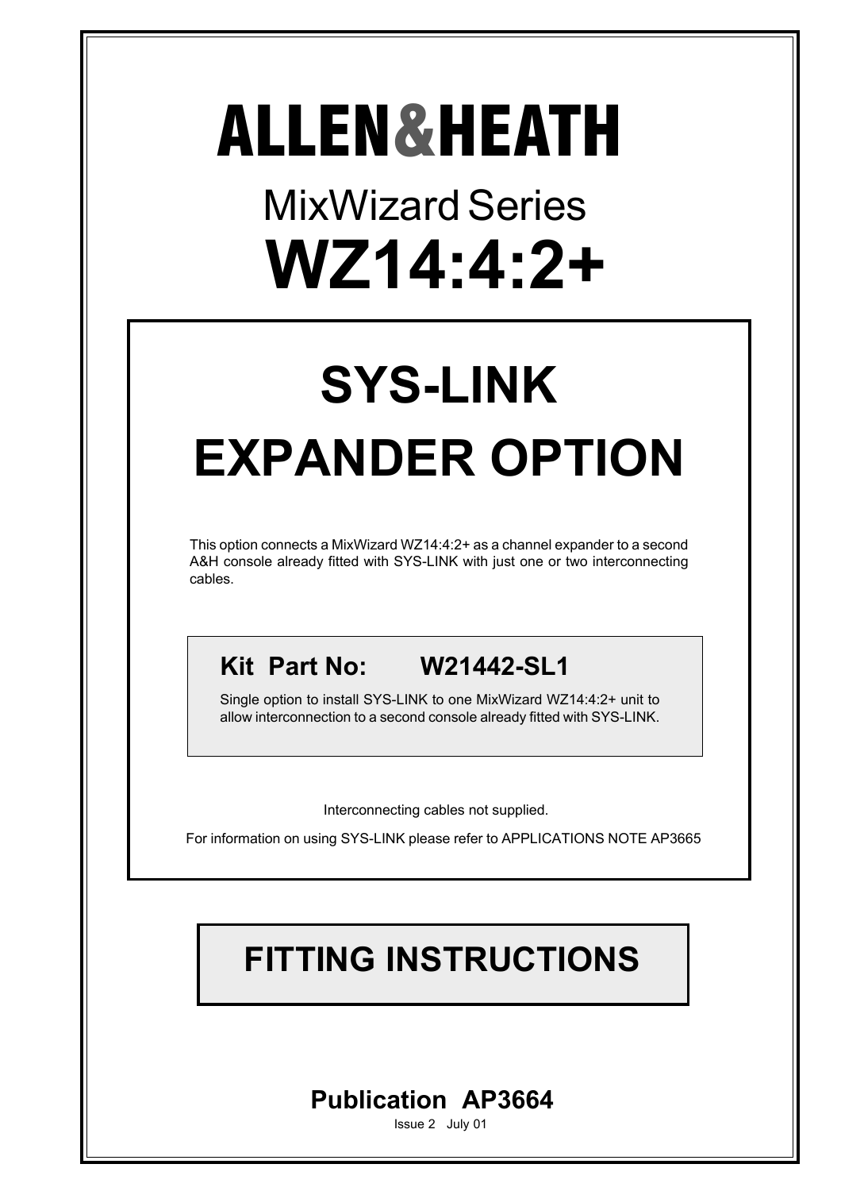# ALLEN&HEATH

## MixWizard Series

# WZ14:4:2+

# SYS-LINK EXPANDER OPTION

This option connects a MixWizard WZ14:4:2+ as a channel expander to a second A&H console already fitted with SYS-LINK with just one or two interconnecting cables.

**Kit Part No: W21442-SL1**

Single option to install SYS-LINK to one MixWizard WZ14:4:2+ unit to allow interconnection to a second console already fitted with SYS-LINK.

Interconnecting cables not supplied.

For information on using SYS-LINK please refer to APPLICATIONS NOTE AP3665

## FITTING INSTRUCTIONS

**Publication AP3664**

Issue 2 July 01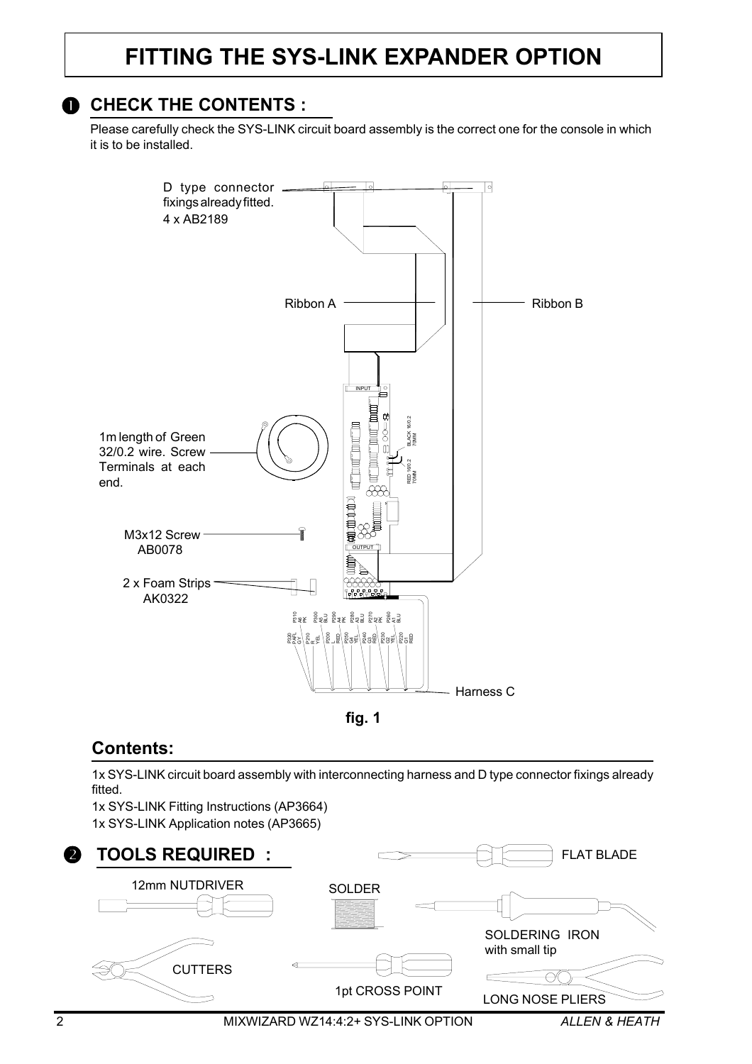# FITTING THE SYS-LINK EXPANDER OPTION

## ❶ CHECK THE CONTENTS :

Please carefully check the SYS-LINK circuit board assembly is the correct one for the console in which it is to be installed.

D type connector fixings already fitted. 4 x AB2189

Ribbon A

Ribbon B

1m length of Green 32/0.2 wire. Screw Terminals at each end.

M3x12 Screw AB0078

2 x Foam Strips AK0322

Harness C

fig. 1

## Contents:

1x SYS-LINK circuit board assembly with interconnecting harness and D type connector fixings already fitted.

1x SYS-LINK Fitting Instructions (AP3664)

1x SYS-LINK Application notes (AP3665)

## ❷ TOOLS REQUIRED :

- 12mm NUTDRIVER
- SOLDER
- FLAT BLADE
- SOLDERING IRON with small tip
- CUTTERS
- 1pt CROSS POINT
- LONG NOSE PLIERS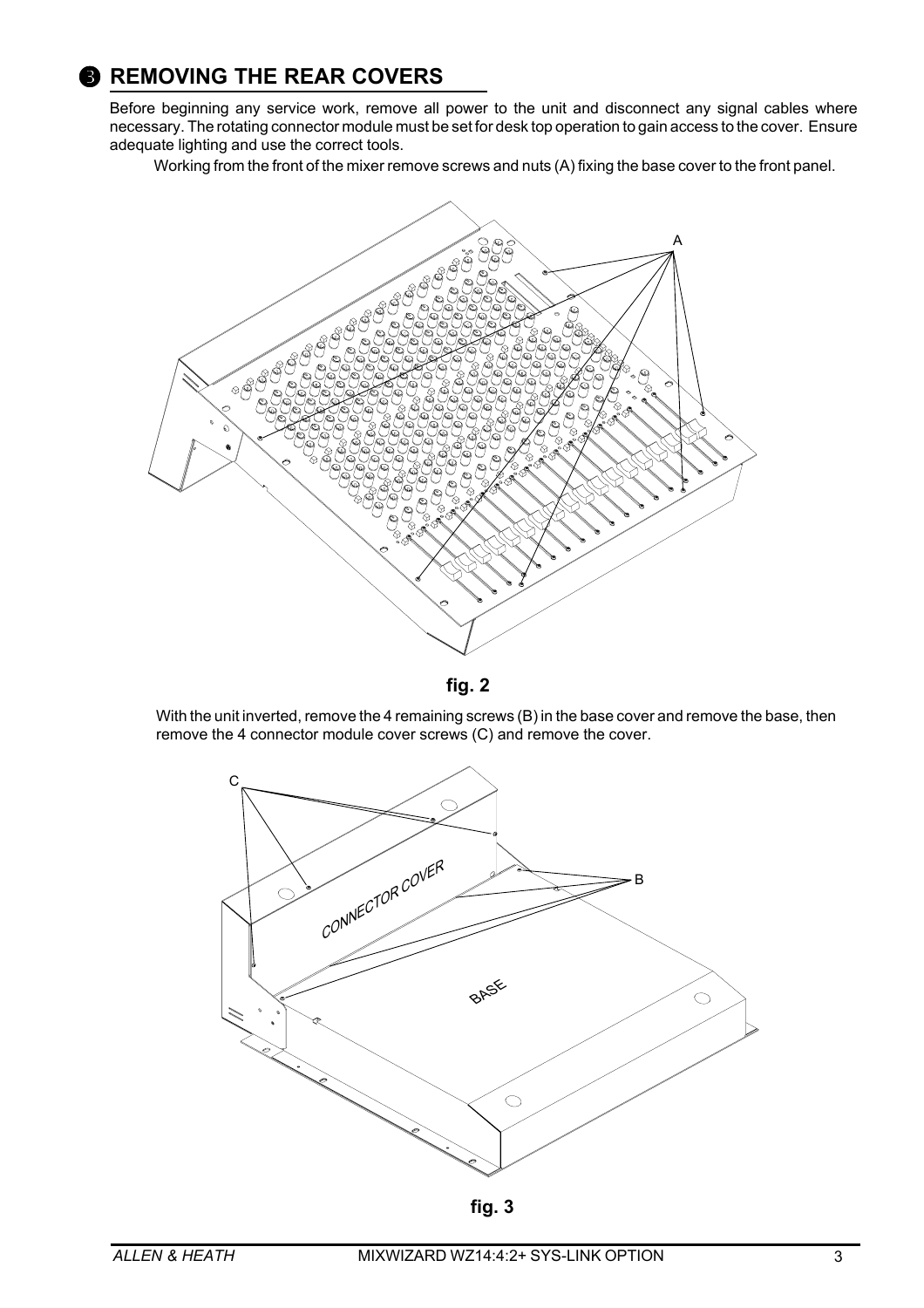## ❸ REMOVING THE REAR COVERS

Before beginning any service work, remove all power to the unit and disconnect any signal cables where necessary. The rotating connector module must be set for desk top operation to gain access to the cover. Ensure adequate lighting and use the correct tools.

Working from the front of the mixer remove screws and nuts (A) fixing the base cover to the front panel.

**fig. 2**

With the unit inverted, remove the 4 remaining screws (B) in the base cover and remove the base, then remove the 4 connector module cover screws (C) and remove the cover.

**fig. 3**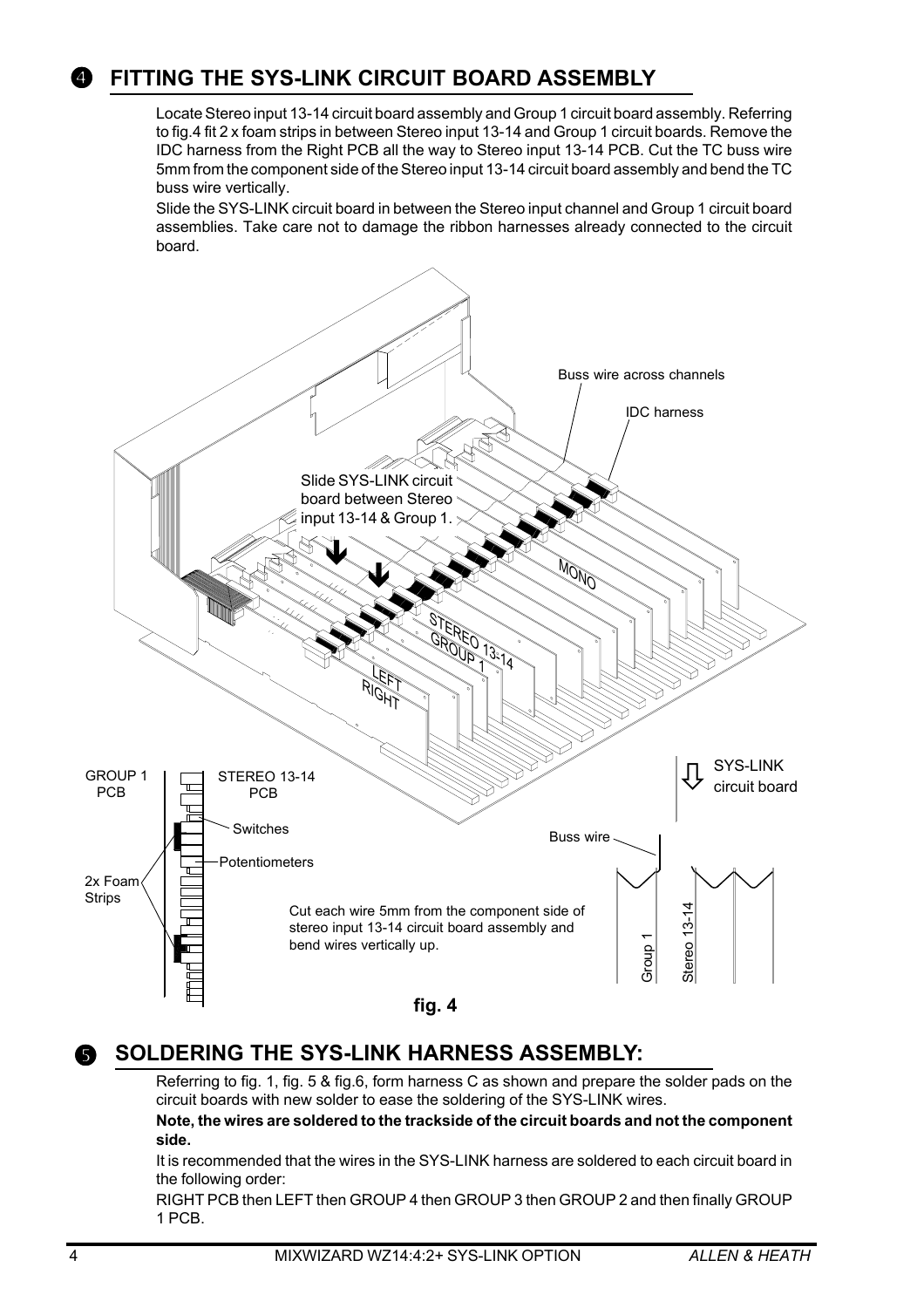## 4 FITTING THE SYS-LINK CIRCUIT BOARD ASSEMBLY

Locate Stereo input 13-14 circuit board assembly and Group 1 circuit board assembly. Referring to fig.4 fit 2 x foam strips in between Stereo input 13-14 and Group 1 circuit boards. Remove the IDC harness from the Right PCB all the way to Stereo input 13-14 PCB. Cut the TC buss wire 5mm from the component side of the Stereo input 13-14 circuit board assembly and bend the TC buss wire vertically.

Slide the SYS-LINK circuit board in between the Stereo input channel and Group 1 circuit board assemblies. Take care not to damage the ribbon harnesses already connected to the circuit board.

Buss wire across channels

IDC harness

Slide SYS-LINK circuit board between Stereo input 13-14 & Group 1.

MONO

STEREO 13-14

GROUP 1

LEFT

RIGHT

GROUP 1 PCB

STEREO 13-14 PCB

Switches

Potentiometers

2x Foam Strips

SYS-LINK circuit board

Buss wire

Cut each wire 5mm from the component side of stereo input 13-14 circuit board assembly and bend wires vertically up.

Group 1

Stereo 13-14

**fig. 4**

## 5 SOLDERING THE SYS-LINK HARNESS ASSEMBLY:

Referring to fig. 1, fig. 5 & fig.6, form harness C as shown and prepare the solder pads on the circuit boards with new solder to ease the soldering of the SYS-LINK wires.

**Note, the wires are soldered to the trackside of the circuit boards and not the component side.**

It is recommended that the wires in the SYS-LINK harness are soldered to each circuit board in the following order:

RIGHT PCB then LEFT then GROUP 4 then GROUP 3 then GROUP 2 and then finally GROUP 1 PCB.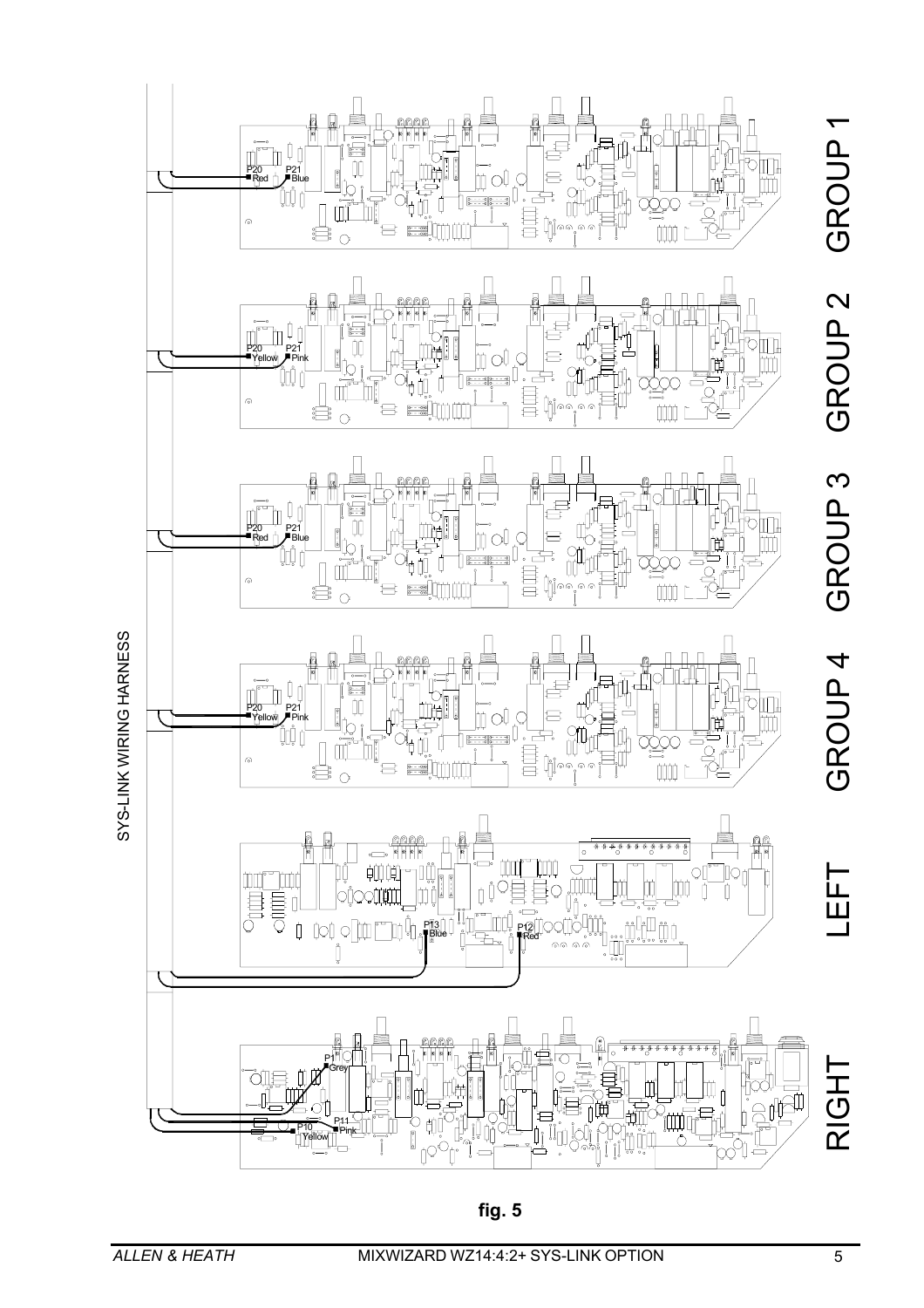SYS-LINK WIRING HARNESS

GROUP 1

P20 Red

P21 Blue

GROUP 2

P20 Yellow

P21 Pink

GROUP 3

P20 Red

P21 Blue

GROUP 4

P20 Yellow

P21 Pink

LEFT

P13 Blue

P12 Red

RIGHT

P1 Grey

P11 Pink

P10 Yellow

**fig. 5**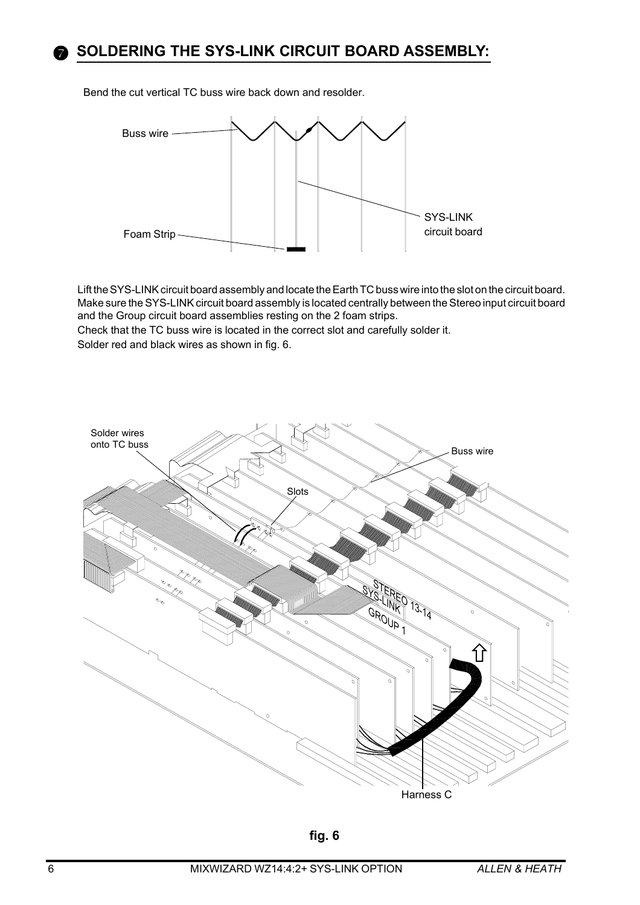## 7 SOLDERING THE SYS-LINK CIRCUIT BOARD ASSEMBLY:

Bend the cut vertical TC buss wire back down and resolder.

Lift the SYS-LINK circuit board assembly and locate the Earth TC buss wire into the slot on the circuit board. Make sure the SYS-LINK circuit board assembly is located centrally between the Stereo input circuit board and the Group circuit board assemblies resting on the 2 foam strips.

Check that the TC buss wire is located in the correct slot and carefully solder it.

Solder red and black wires as shown in fig. 6.

**fig. 6**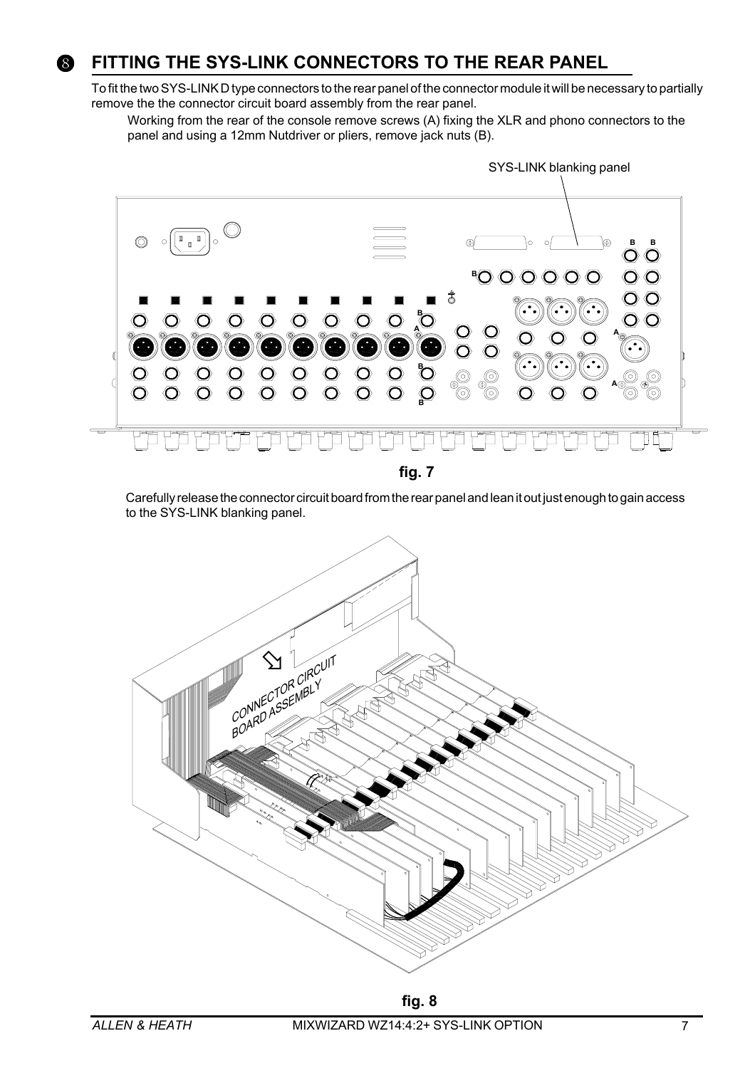## 8 FITTING THE SYS-LINK CONNECTORS TO THE REAR PANEL

To fit the two SYS-LINK D type connectors to the rear panel of the connector module it will be necessary to partially remove the the connector circuit board assembly from the rear panel.

Working from the rear of the console remove screws (A) fixing the XLR and phono connectors to the panel and using a 12mm Nutdriver or pliers, remove jack nuts (B).

fig. 7

Carefully release the connector circuit board from the rear panel and lean it out just enough to gain access to the SYS-LINK blanking panel.

fig. 8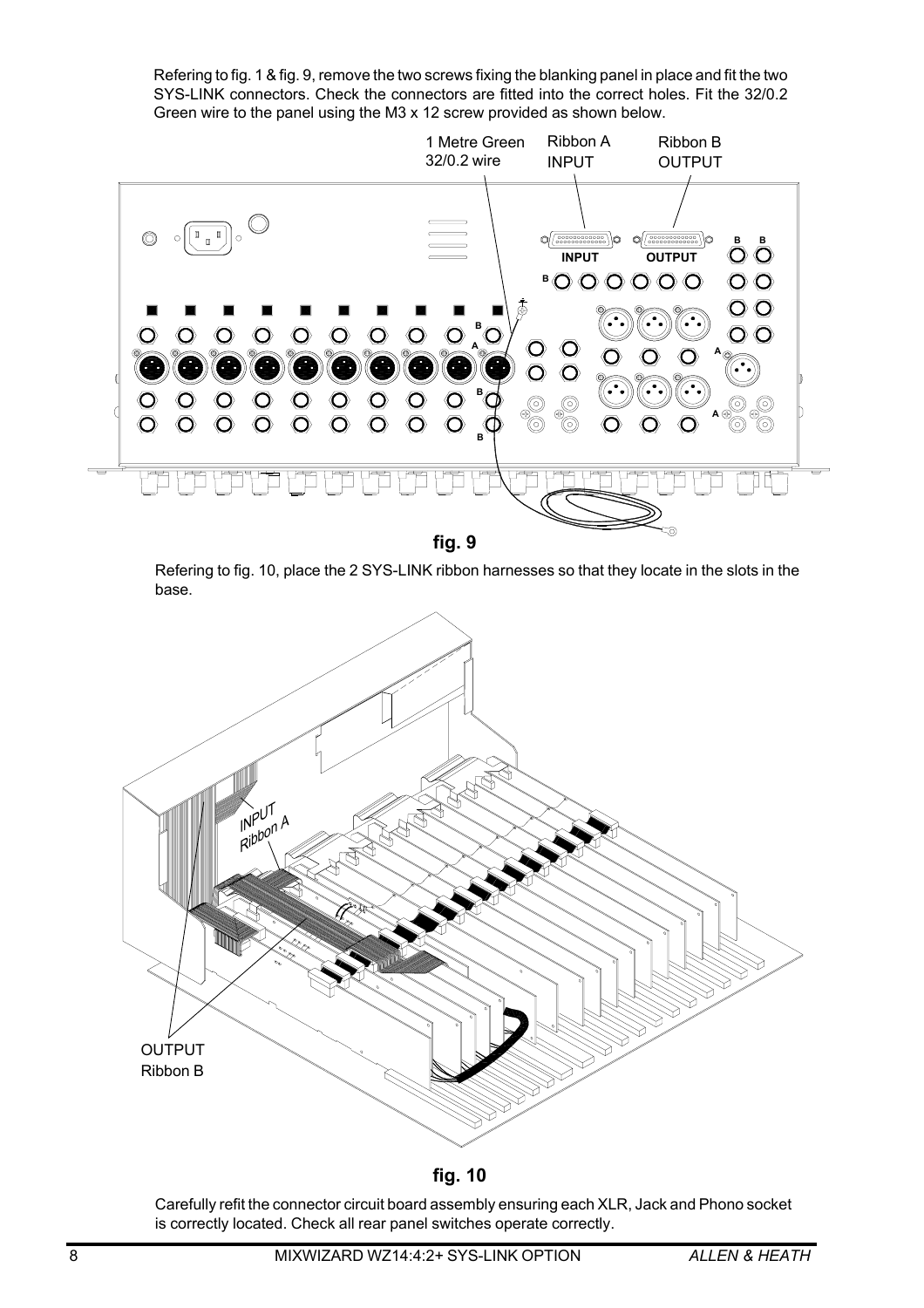Refering to fig. 1 & fig. 9, remove the two screws fixing the blanking panel in place and fit the two SYS-LINK connectors. Check the connectors are fitted into the correct holes. Fit the 32/0.2 Green wire to the panel using the M3 x 12 screw provided as shown below.

**fig. 9**

Refering to fig. 10, place the 2 SYS-LINK ribbon harnesses so that they locate in the slots in the base.

**fig. 10**

Carefully refit the connector circuit board assembly ensuring each XLR, Jack and Phono socket is correctly located. Check all rear panel switches operate correctly.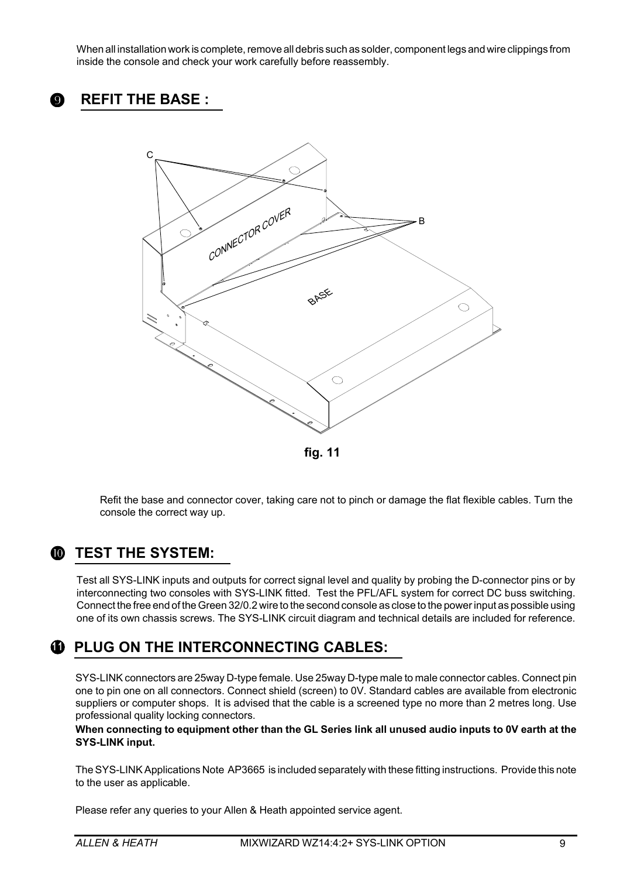When all installation work is complete, remove all debris such as solder, component legs and wire clippings from inside the console and check your work carefully before reassembly.

## 9 REFIT THE BASE :

fig. 11

Refit the base and connector cover, taking care not to pinch or damage the flat flexible cables. Turn the console the correct way up.

## 10 TEST THE SYSTEM:

Test all SYS-LINK inputs and outputs for correct signal level and quality by probing the D-connector pins or by interconnecting two consoles with SYS-LINK fitted. Test the PFL/AFL system for correct DC buss switching. Connect the free end of the Green 32/0.2 wire to the second console as close to the power input as possible using one of its own chassis screws. The SYS-LINK circuit diagram and technical details are included for reference.

## 11 PLUG ON THE INTERCONNECTING CABLES:

SYS-LINK connectors are 25way D-type female. Use 25way D-type male to male connector cables. Connect pin one to pin one on all connectors. Connect shield (screen) to 0V. Standard cables are available from electronic suppliers or computer shops. It is advised that the cable is a screened type no more than 2 metres long. Use professional quality locking connectors.

**When connecting to equipment other than the GL Series link all unused audio inputs to 0V earth at the SYS-LINK input.**

The SYS-LINK Applications Note AP3665 is included separately with these fitting instructions. Provide this note to the user as applicable.

Please refer any queries to your Allen & Heath appointed service agent.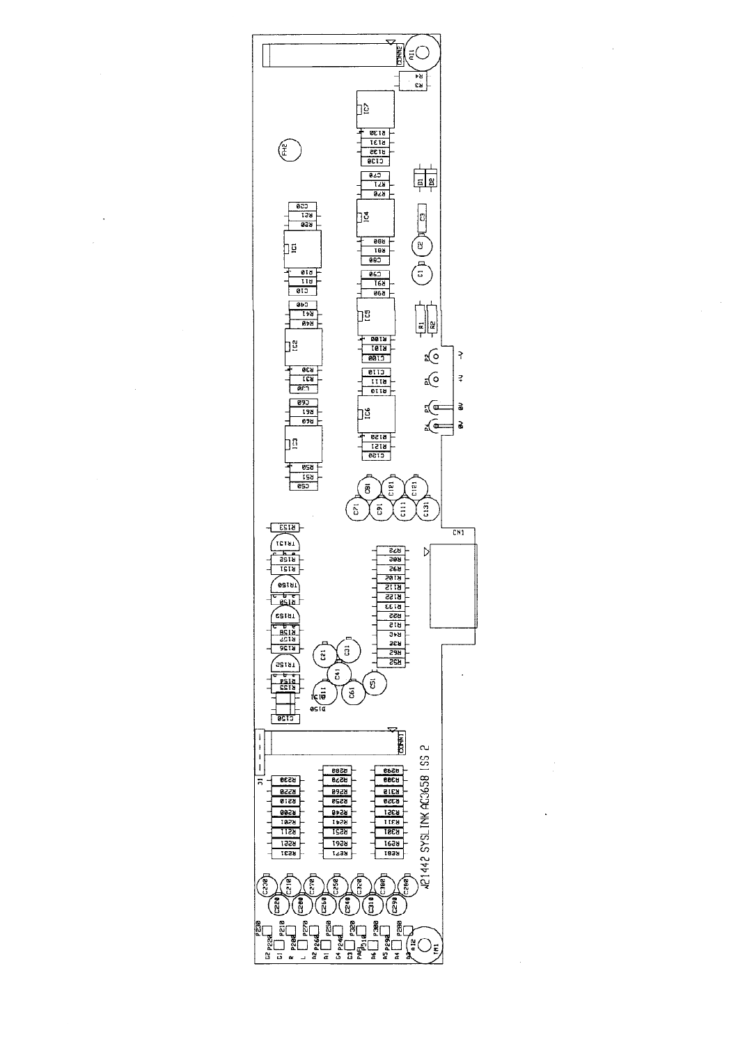A21442 SYSLINK AC3658 ISS 2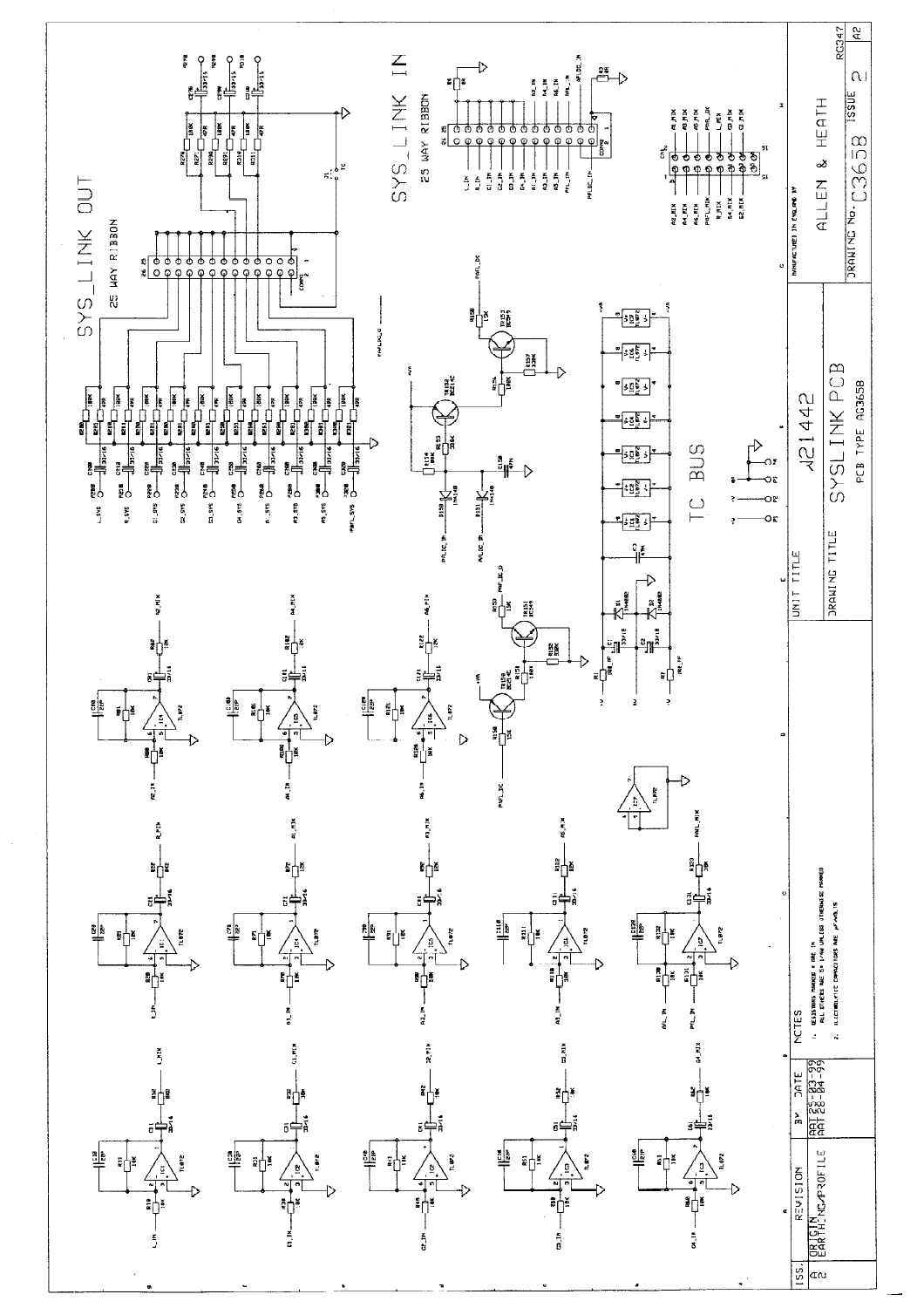# SYS_LINK OUT

25 WAY RIBBON

# SYS_LINK IN

25 WAY RIBBON

TC BUS

NOTES

1. RESISTORS MARKED # ARE 1%. ALL OTHERS ARE 5% 1/4W UNLESS OTHERWISE MARKED
2. ELECTROLYTIC CAPACITORS ARE µF/VOLTS

| ISS. | REVISION | BY | DATE |
|---|---|---|---|
| A | ORIGIN | AAT | 25-03-99 |
| 2 | EARTHING/PROFILE | AAT | 28-04-99 |

UNIT TITLE: J21442

DRAWING TITLE: SYSLINK PCB

PCB TYPE AG3658

MANUFACTURED IN ENGLAND BY ALLEN & HEATH

DRAWING No. C3658 ISSUE 2

RG347

A2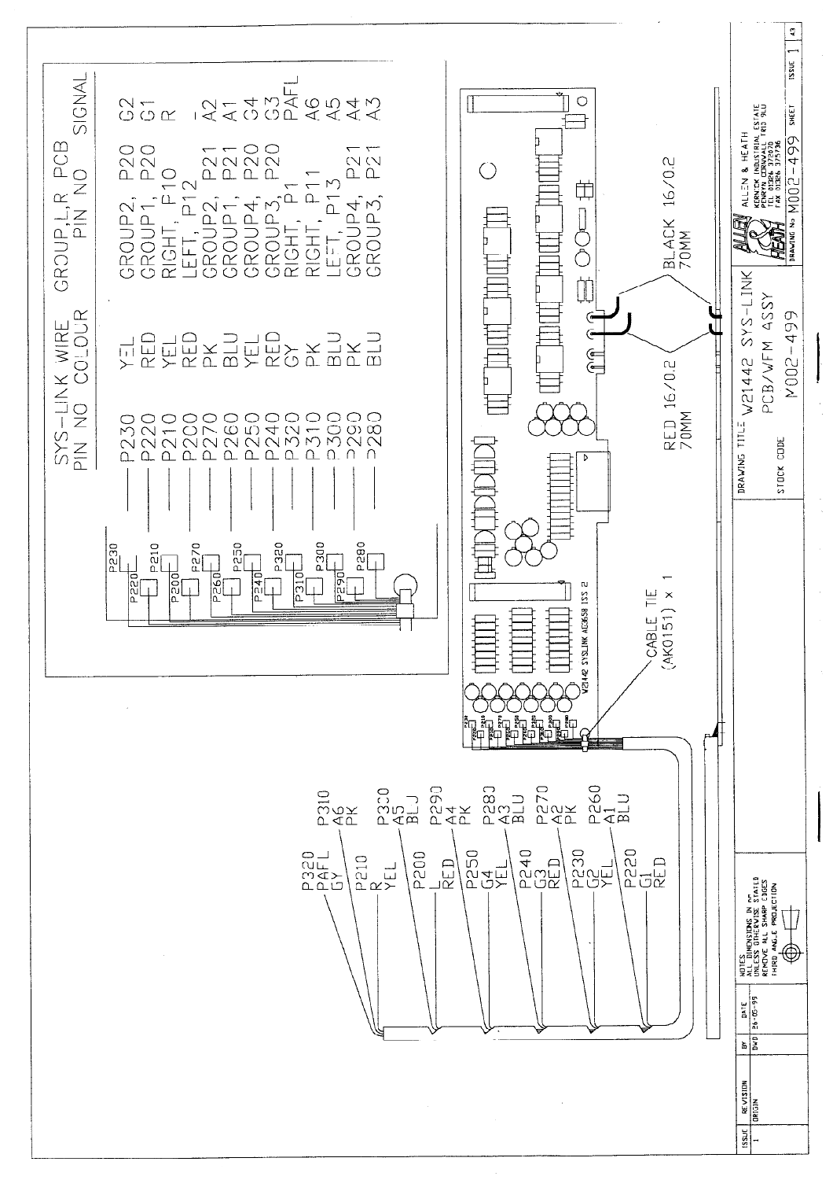| SYS-LINK WIRE PIN NO | COLOUR | GROUP,L,R PCB PIN NO | SIGNAL |
|---|---|---|---|
| P230 | YEL | GROUP2, P20 | G2 |
| P220 | RED | GROUP1, P20 | G1 |
| P210 | YEL | RIGHT, P10 | R |
| P200 | RED | LEFT, P12 | - |
| P270 | PK | GROUP2, P21 | A2 |
| P260 | BLU | GROUP1, P21 | A1 |
| P250 | YEL | GROUP4, P20 | G4 |
| P240 | RED | GROUP3, P20 | G3 |
| P320 | GY | RIGHT, P1 | PAFL |
| P310 | PK | RIGHT, P11 | A6 |
| P300 | BLU | LEFT, P13 | A5 |
| P290 | PK | GROUP4, P21 | A4 |
| P280 | BLU | GROUP3, P21 | A3 |

P230 P220 P210 P200 P270 P260 P250 P240 P320 P310 P300 P290 P280

W21442 SYSLINK AE3658 ISS 2

CABLE TIE (AK0151) x 1

RED 16/0.2 70MM

BLACK 16/0.2 70MM

P320 PAFL GY

P310 A6 PK

P210 R YEL

P300 A5 BLU

P200 L RED

P290 A4 PK

P250 G4 YEL

P280 A3 BLU

P240 G3 RED

P270 A2 PK

P230 G2 YEL

P260 A1 BLU

P220 G1 RED

| ISSUE | REVISION | BY | DATE |
|---|---|---|---|
| 1 | ORIGIN | DWD | 26-05-99 |

NOTES
ALL DIMENSIONS IN mm
UNLESS OTHERWISE STATED
REMOVE ALL SHARP EDGES
THIRD ANGLE PROJECTION

DRAWING TITLE W21442 SYS-LINK PCB/WFM ASSY

STOCK CODE M002-499

ALLEN & HEATH
KERNICK INDUSTRIAL ESTATE
PENRYN CORNWALL TR10 9LU
TEL 01326 372070
FAX 01326 375736

DRAWING No M002-499 SHEET ISSUE 1 A3